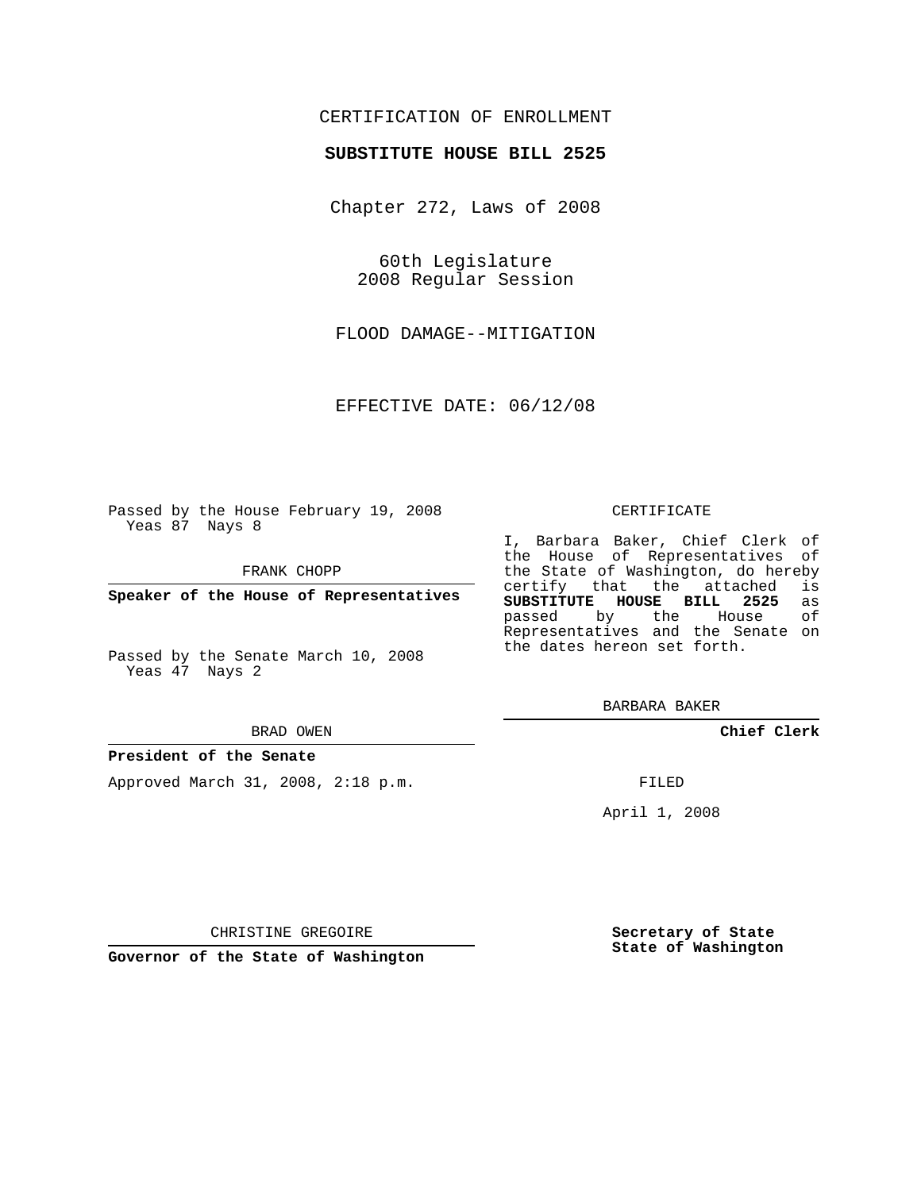CERTIFICATION OF ENROLLMENT

**SUBSTITUTE HOUSE BILL 2525**

Chapter 272, Laws of 2008

60th Legislature
2008 Regular Session

FLOOD DAMAGE--MITIGATION

EFFECTIVE DATE: 06/12/08

Passed by the House February 19, 2008
Yeas 87 Nays 8

FRANK CHOPP

**Speaker of the House of Representatives**

Passed by the Senate March 10, 2008
Yeas 47 Nays 2

BRAD OWEN

**President of the Senate**

Approved March 31, 2008, 2:18 p.m.

CHRISTINE GREGOIRE

**Governor of the State of Washington**

CERTIFICATE

I, Barbara Baker, Chief Clerk of the House of Representatives of the State of Washington, do hereby certify that the attached is **SUBSTITUTE HOUSE BILL 2525** as passed by the House of Representatives and the Senate on the dates hereon set forth.

BARBARA BAKER

**Chief Clerk**

FILED

April 1, 2008

**Secretary of State**
**State of Washington**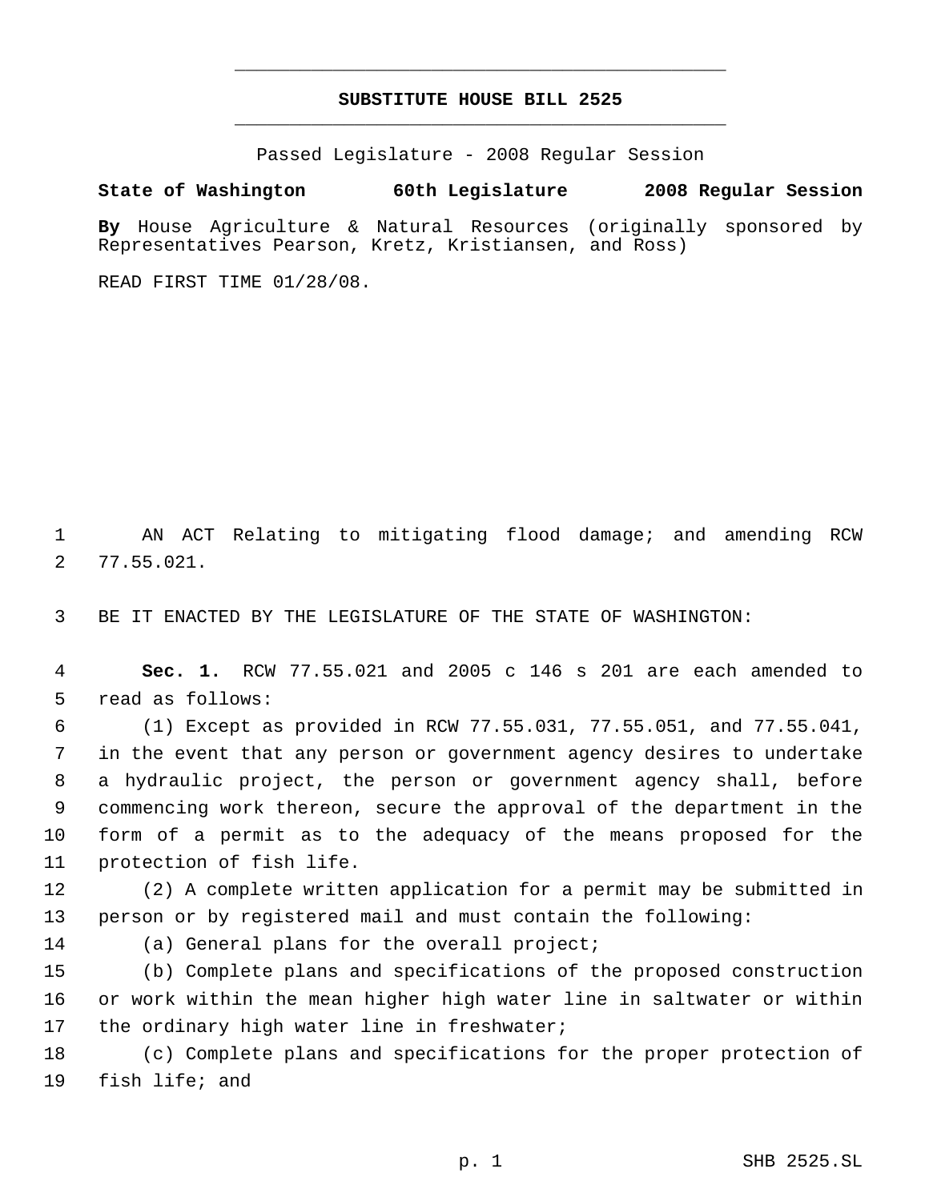# SUBSTITUTE HOUSE BILL 2525

Passed Legislature - 2008 Regular Session

**State of Washington 60th Legislature 2008 Regular Session**

**By** House Agriculture & Natural Resources (originally sponsored by Representatives Pearson, Kretz, Kristiansen, and Ross)

READ FIRST TIME 01/28/08.

AN ACT Relating to mitigating flood damage; and amending RCW 77.55.021.

BE IT ENACTED BY THE LEGISLATURE OF THE STATE OF WASHINGTON:

**Sec. 1.** RCW 77.55.021 and 2005 c 146 s 201 are each amended to read as follows:

(1) Except as provided in RCW 77.55.031, 77.55.051, and 77.55.041, in the event that any person or government agency desires to undertake a hydraulic project, the person or government agency shall, before commencing work thereon, secure the approval of the department in the form of a permit as to the adequacy of the means proposed for the protection of fish life.

(2) A complete written application for a permit may be submitted in person or by registered mail and must contain the following:

(a) General plans for the overall project;

(b) Complete plans and specifications of the proposed construction or work within the mean higher high water line in saltwater or within the ordinary high water line in freshwater;

(c) Complete plans and specifications for the proper protection of fish life; and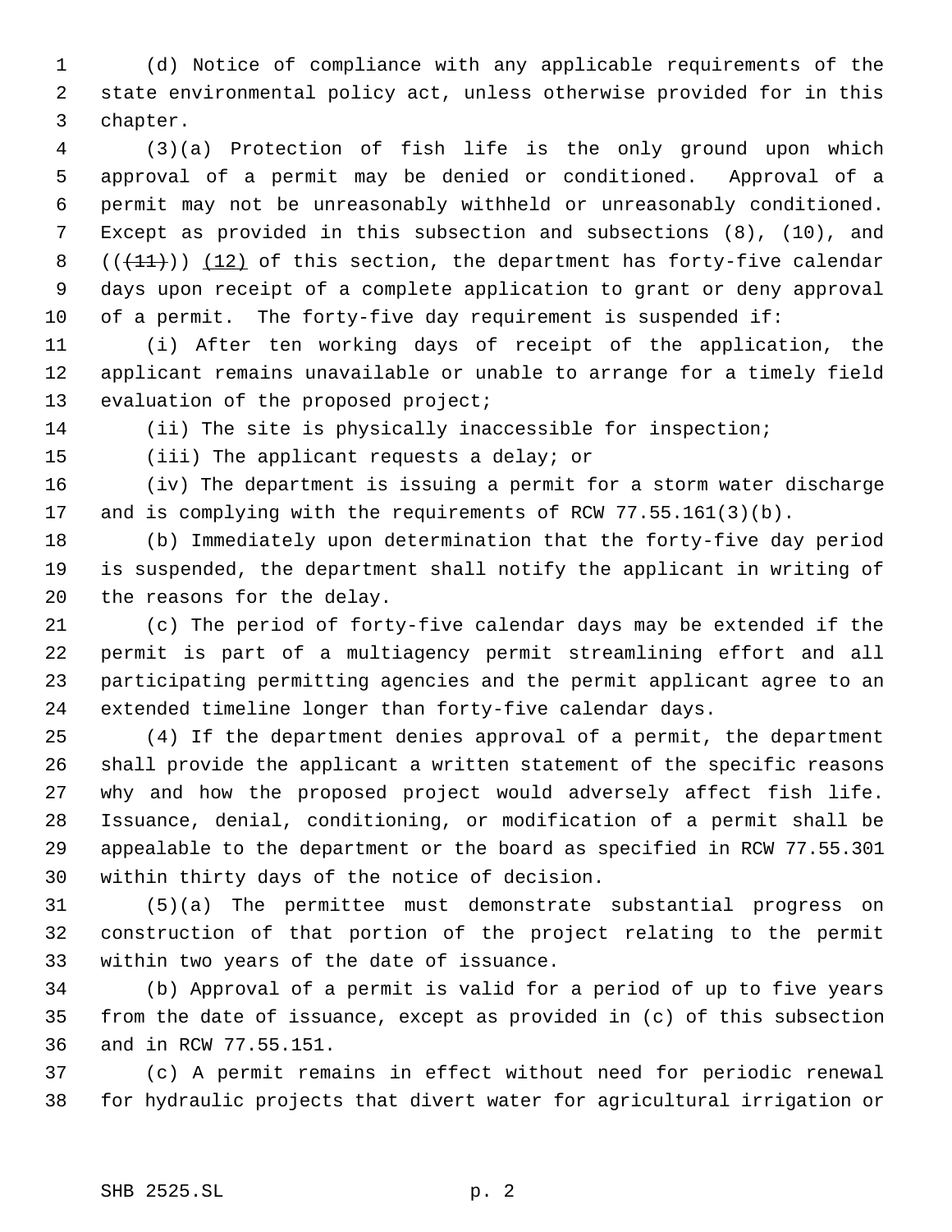(d) Notice of compliance with any applicable requirements of the state environmental policy act, unless otherwise provided for in this chapter.

(3)(a) Protection of fish life is the only ground upon which approval of a permit may be denied or conditioned. Approval of a permit may not be unreasonably withheld or unreasonably conditioned. Except as provided in this subsection and subsections (8), (10), and ~~((11))~~ (12) of this section, the department has forty-five calendar days upon receipt of a complete application to grant or deny approval of a permit. The forty-five day requirement is suspended if:

(i) After ten working days of receipt of the application, the applicant remains unavailable or unable to arrange for a timely field evaluation of the proposed project;

(ii) The site is physically inaccessible for inspection;

(iii) The applicant requests a delay; or

(iv) The department is issuing a permit for a storm water discharge and is complying with the requirements of RCW 77.55.161(3)(b).

(b) Immediately upon determination that the forty-five day period is suspended, the department shall notify the applicant in writing of the reasons for the delay.

(c) The period of forty-five calendar days may be extended if the permit is part of a multiagency permit streamlining effort and all participating permitting agencies and the permit applicant agree to an extended timeline longer than forty-five calendar days.

(4) If the department denies approval of a permit, the department shall provide the applicant a written statement of the specific reasons why and how the proposed project would adversely affect fish life. Issuance, denial, conditioning, or modification of a permit shall be appealable to the department or the board as specified in RCW 77.55.301 within thirty days of the notice of decision.

(5)(a) The permittee must demonstrate substantial progress on construction of that portion of the project relating to the permit within two years of the date of issuance.

(b) Approval of a permit is valid for a period of up to five years from the date of issuance, except as provided in (c) of this subsection and in RCW 77.55.151.

(c) A permit remains in effect without need for periodic renewal for hydraulic projects that divert water for agricultural irrigation or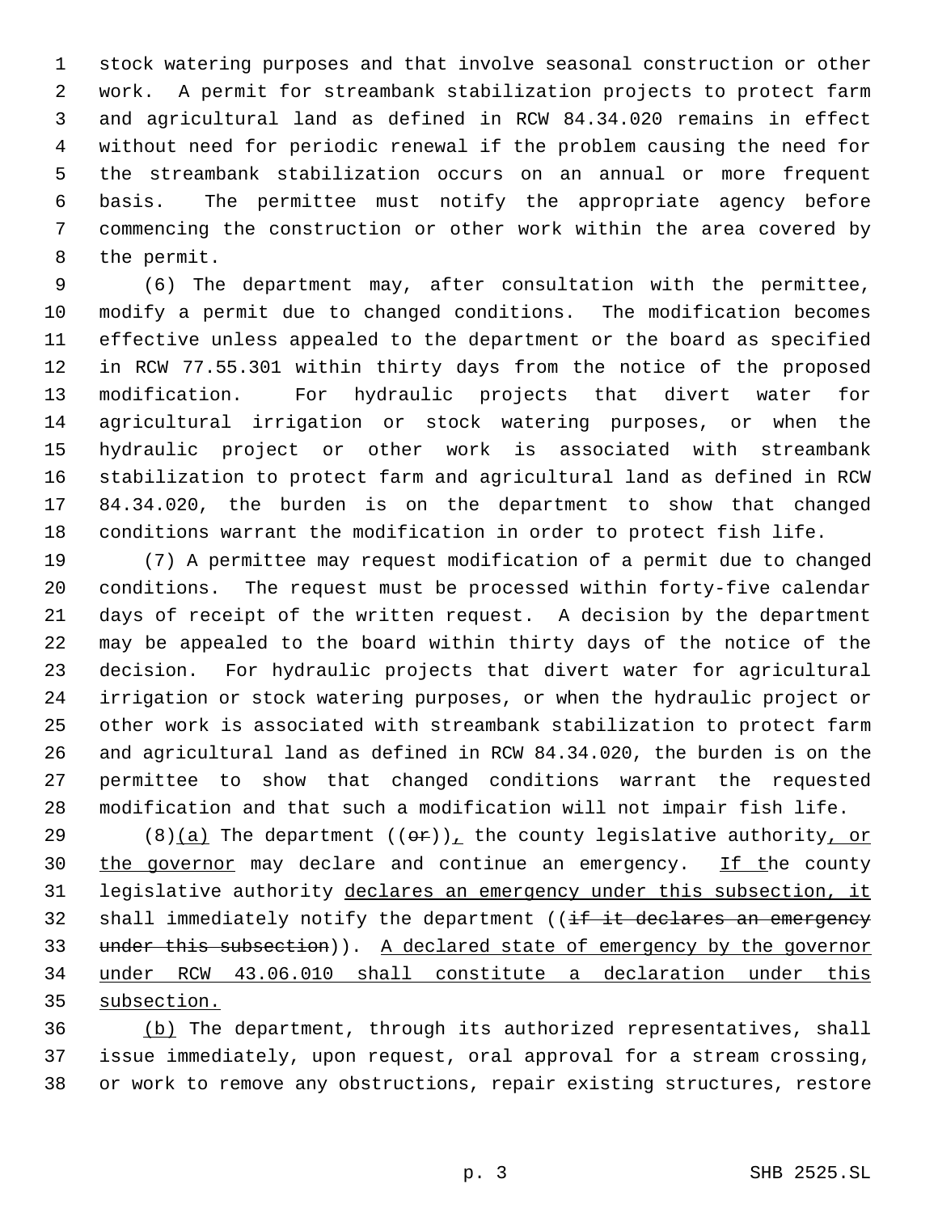stock watering purposes and that involve seasonal construction or other work. A permit for streambank stabilization projects to protect farm and agricultural land as defined in RCW 84.34.020 remains in effect without need for periodic renewal if the problem causing the need for the streambank stabilization occurs on an annual or more frequent basis. The permittee must notify the appropriate agency before commencing the construction or other work within the area covered by the permit.

(6) The department may, after consultation with the permittee, modify a permit due to changed conditions. The modification becomes effective unless appealed to the department or the board as specified in RCW 77.55.301 within thirty days from the notice of the proposed modification. For hydraulic projects that divert water for agricultural irrigation or stock watering purposes, or when the hydraulic project or other work is associated with streambank stabilization to protect farm and agricultural land as defined in RCW 84.34.020, the burden is on the department to show that changed conditions warrant the modification in order to protect fish life.

(7) A permittee may request modification of a permit due to changed conditions. The request must be processed within forty-five calendar days of receipt of the written request. A decision by the department may be appealed to the board within thirty days of the notice of the decision. For hydraulic projects that divert water for agricultural irrigation or stock watering purposes, or when the hydraulic project or other work is associated with streambank stabilization to protect farm and agricultural land as defined in RCW 84.34.020, the burden is on the permittee to show that changed conditions warrant the requested modification and that such a modification will not impair fish life.

(8)<u>(a)</u> The department ((~~or~~))<u>,</u> the county legislative authority<u>, or the governor</u> may declare and continue an emergency. <u>If t</u>he county legislative authority <u>declares an emergency under this subsection, it</u> shall immediately notify the department ((~~if it declares an emergency under this subsection~~)). <u>A declared state of emergency by the governor under RCW 43.06.010 shall constitute a declaration under this subsection.</u>

<u>(b)</u> The department, through its authorized representatives, shall issue immediately, upon request, oral approval for a stream crossing, or work to remove any obstructions, repair existing structures, restore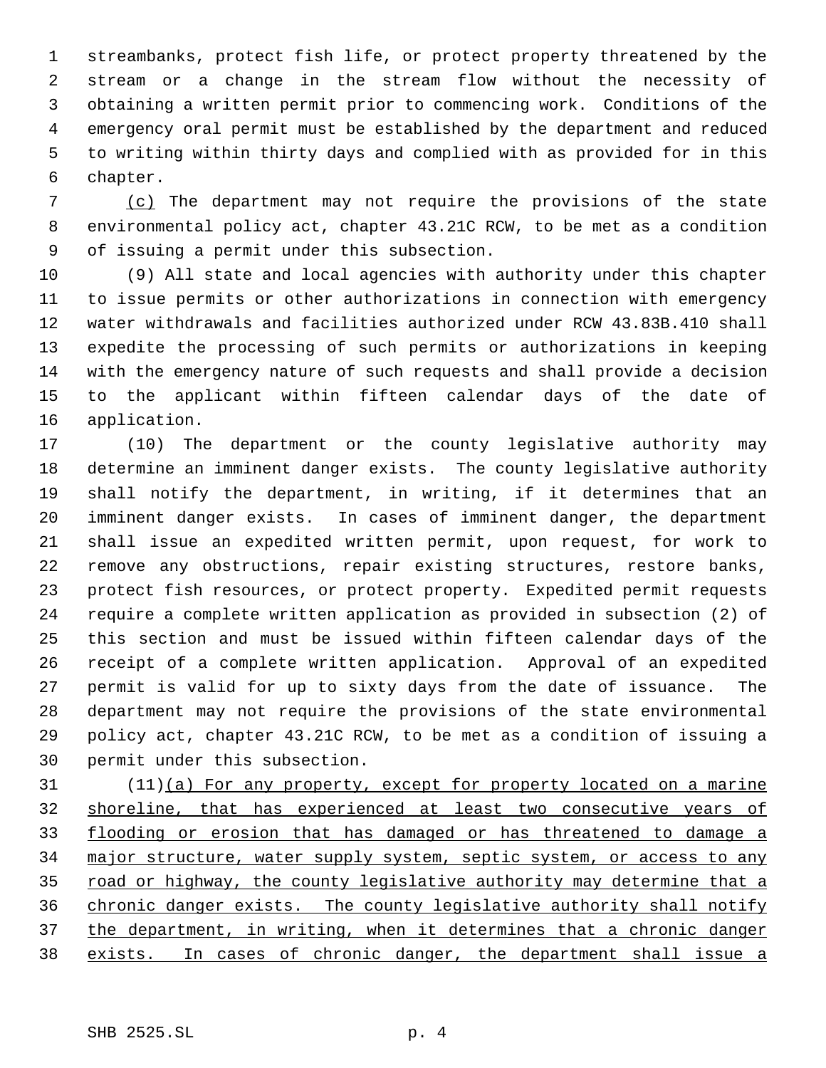streambanks, protect fish life, or protect property threatened by the stream or a change in the stream flow without the necessity of obtaining a written permit prior to commencing work. Conditions of the emergency oral permit must be established by the department and reduced to writing within thirty days and complied with as provided for in this chapter.

(c) The department may not require the provisions of the state environmental policy act, chapter 43.21C RCW, to be met as a condition of issuing a permit under this subsection.

(9) All state and local agencies with authority under this chapter to issue permits or other authorizations in connection with emergency water withdrawals and facilities authorized under RCW 43.83B.410 shall expedite the processing of such permits or authorizations in keeping with the emergency nature of such requests and shall provide a decision to the applicant within fifteen calendar days of the date of application.

(10) The department or the county legislative authority may determine an imminent danger exists. The county legislative authority shall notify the department, in writing, if it determines that an imminent danger exists. In cases of imminent danger, the department shall issue an expedited written permit, upon request, for work to remove any obstructions, repair existing structures, restore banks, protect fish resources, or protect property. Expedited permit requests require a complete written application as provided in subsection (2) of this section and must be issued within fifteen calendar days of the receipt of a complete written application. Approval of an expedited permit is valid for up to sixty days from the date of issuance. The department may not require the provisions of the state environmental policy act, chapter 43.21C RCW, to be met as a condition of issuing a permit under this subsection.

(11)(a) For any property, except for property located on a marine shoreline, that has experienced at least two consecutive years of flooding or erosion that has damaged or has threatened to damage a major structure, water supply system, septic system, or access to any road or highway, the county legislative authority may determine that a chronic danger exists. The county legislative authority shall notify the department, in writing, when it determines that a chronic danger exists. In cases of chronic danger, the department shall issue a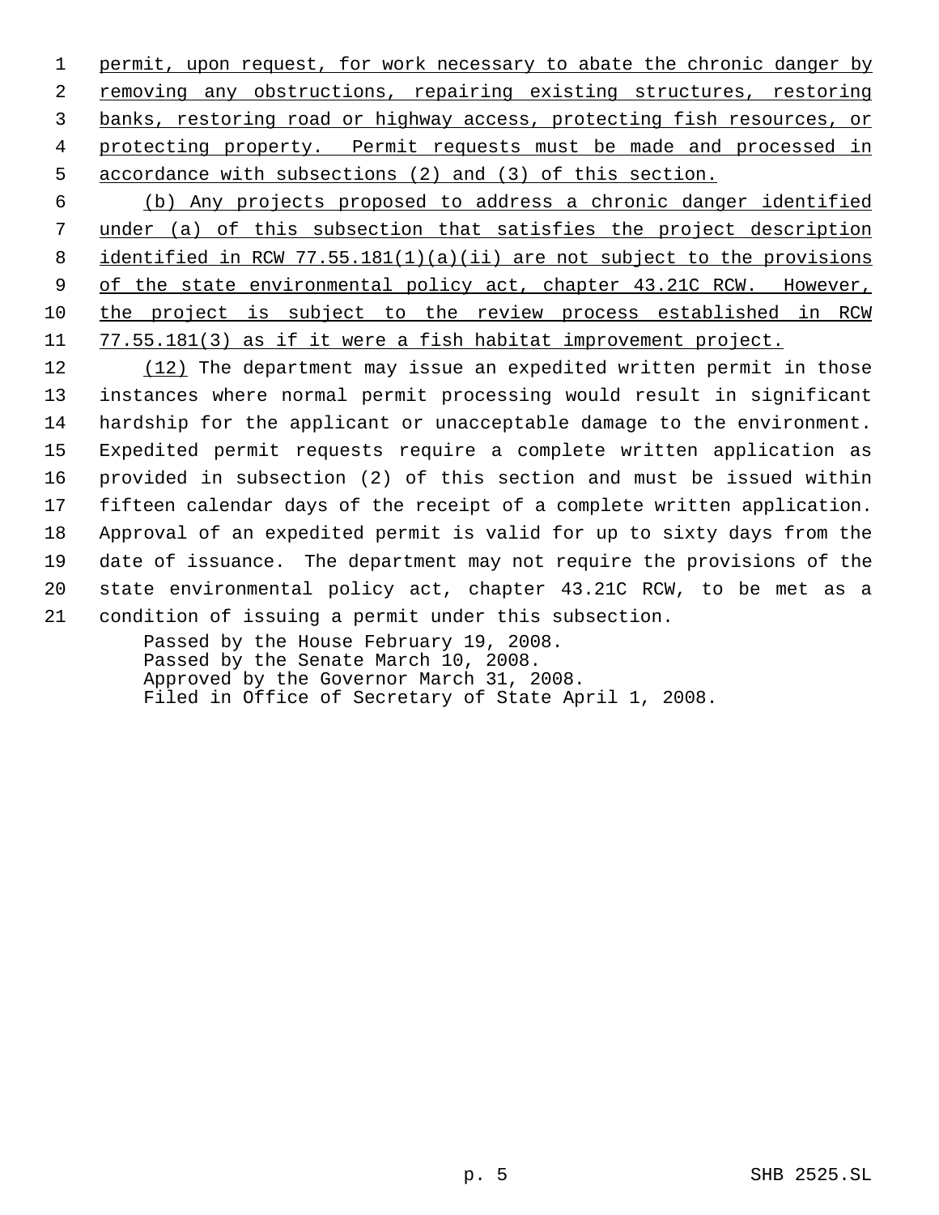permit, upon request, for work necessary to abate the chronic danger by removing any obstructions, repairing existing structures, restoring banks, restoring road or highway access, protecting fish resources, or protecting property. Permit requests must be made and processed in accordance with subsections (2) and (3) of this section.

(b) Any projects proposed to address a chronic danger identified under (a) of this subsection that satisfies the project description identified in RCW 77.55.181(1)(a)(ii) are not subject to the provisions of the state environmental policy act, chapter 43.21C RCW. However, the project is subject to the review process established in RCW 77.55.181(3) as if it were a fish habitat improvement project.

(12) The department may issue an expedited written permit in those instances where normal permit processing would result in significant hardship for the applicant or unacceptable damage to the environment. Expedited permit requests require a complete written application as provided in subsection (2) of this section and must be issued within fifteen calendar days of the receipt of a complete written application. Approval of an expedited permit is valid for up to sixty days from the date of issuance. The department may not require the provisions of the state environmental policy act, chapter 43.21C RCW, to be met as a condition of issuing a permit under this subsection.

Passed by the House February 19, 2008.
Passed by the Senate March 10, 2008.
Approved by the Governor March 31, 2008.
Filed in Office of Secretary of State April 1, 2008.